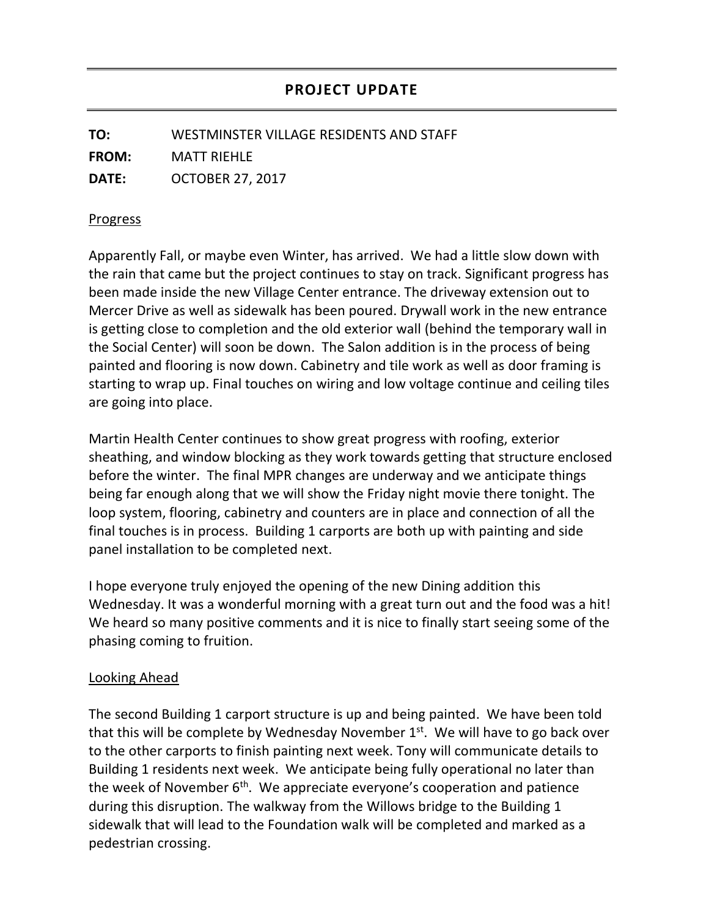## PROJECT UPDATE

**TO:** WESTMINSTER VILLAGE RESIDENTS AND STAFF

**FROM:** MATT RIEHLE

**DATE:** OCTOBER 27, 2017

Progress

Apparently Fall, or maybe even Winter, has arrived. We had a little slow down with the rain that came but the project continues to stay on track. Significant progress has been made inside the new Village Center entrance. The driveway extension out to Mercer Drive as well as sidewalk has been poured. Drywall work in the new entrance is getting close to completion and the old exterior wall (behind the temporary wall in the Social Center) will soon be down. The Salon addition is in the process of being painted and flooring is now down. Cabinetry and tile work as well as door framing is starting to wrap up. Final touches on wiring and low voltage continue and ceiling tiles are going into place.

Martin Health Center continues to show great progress with roofing, exterior sheathing, and window blocking as they work towards getting that structure enclosed before the winter. The final MPR changes are underway and we anticipate things being far enough along that we will show the Friday night movie there tonight. The loop system, flooring, cabinetry and counters are in place and connection of all the final touches is in process. Building 1 carports are both up with painting and side panel installation to be completed next.

I hope everyone truly enjoyed the opening of the new Dining addition this Wednesday. It was a wonderful morning with a great turn out and the food was a hit! We heard so many positive comments and it is nice to finally start seeing some of the phasing coming to fruition.

Looking Ahead

The second Building 1 carport structure is up and being painted. We have been told that this will be complete by Wednesday November 1st. We will have to go back over to the other carports to finish painting next week. Tony will communicate details to Building 1 residents next week. We anticipate being fully operational no later than the week of November 6th. We appreciate everyone's cooperation and patience during this disruption. The walkway from the Willows bridge to the Building 1 sidewalk that will lead to the Foundation walk will be completed and marked as a pedestrian crossing.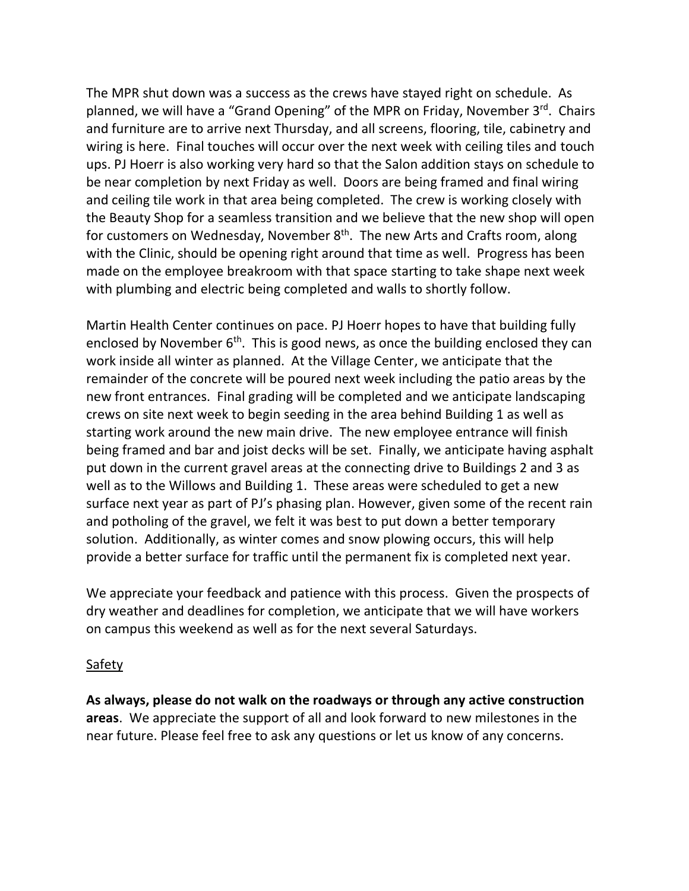The MPR shut down was a success as the crews have stayed right on schedule. As planned, we will have a "Grand Opening" of the MPR on Friday, November 3rd. Chairs and furniture are to arrive next Thursday, and all screens, flooring, tile, cabinetry and wiring is here. Final touches will occur over the next week with ceiling tiles and touch ups. PJ Hoerr is also working very hard so that the Salon addition stays on schedule to be near completion by next Friday as well. Doors are being framed and final wiring and ceiling tile work in that area being completed. The crew is working closely with the Beauty Shop for a seamless transition and we believe that the new shop will open for customers on Wednesday, November 8th. The new Arts and Crafts room, along with the Clinic, should be opening right around that time as well. Progress has been made on the employee breakroom with that space starting to take shape next week with plumbing and electric being completed and walls to shortly follow.

Martin Health Center continues on pace. PJ Hoerr hopes to have that building fully enclosed by November 6th. This is good news, as once the building enclosed they can work inside all winter as planned. At the Village Center, we anticipate that the remainder of the concrete will be poured next week including the patio areas by the new front entrances. Final grading will be completed and we anticipate landscaping crews on site next week to begin seeding in the area behind Building 1 as well as starting work around the new main drive. The new employee entrance will finish being framed and bar and joist decks will be set. Finally, we anticipate having asphalt put down in the current gravel areas at the connecting drive to Buildings 2 and 3 as well as to the Willows and Building 1. These areas were scheduled to get a new surface next year as part of PJ's phasing plan. However, given some of the recent rain and potholing of the gravel, we felt it was best to put down a better temporary solution. Additionally, as winter comes and snow plowing occurs, this will help provide a better surface for traffic until the permanent fix is completed next year.

We appreciate your feedback and patience with this process. Given the prospects of dry weather and deadlines for completion, we anticipate that we will have workers on campus this weekend as well as for the next several Saturdays.

<u>Safety</u>

**As always, please do not walk on the roadways or through any active construction areas**. We appreciate the support of all and look forward to new milestones in the near future. Please feel free to ask any questions or let us know of any concerns.